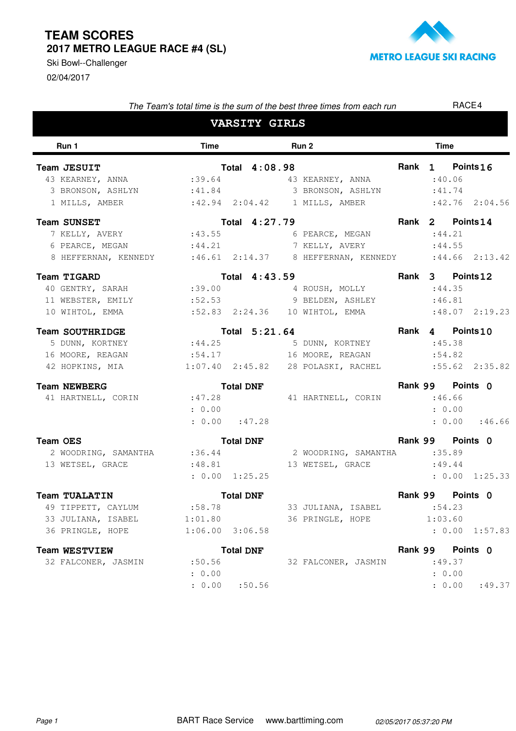# TEAM SCORES

## 2017 METRO LEAGUE RACE #4 (SL)

Ski Bowl--Challenger

02/04/2017

METRO LEAGUE SKI RACING

*The Team's total time is the sum of the best three times from each run*

RACE4

## VARSITY GIRLS

| Run 1 | Time | | Run 2 | Time | |
|---|---|---|---|---|---|
| **Team JESUIT** | **Total 4:08.98** | | | **Rank 1** | **Points 16** |
| 43 KEARNEY, ANNA | :39.64 | | 43 KEARNEY, ANNA | :40.06 | |
| 3 BRONSON, ASHLYN | :41.84 | | 3 BRONSON, ASHLYN | :41.74 | |
| 1 MILLS, AMBER | :42.94 | 2:04.42 | 1 MILLS, AMBER | :42.76 | 2:04.56 |
| **Team SUNSET** | **Total 4:27.79** | | | **Rank 2** | **Points 14** |
| 7 KELLY, AVERY | :43.55 | | 6 PEARCE, MEGAN | :44.21 | |
| 6 PEARCE, MEGAN | :44.21 | | 7 KELLY, AVERY | :44.55 | |
| 8 HEFFERNAN, KENNEDY | :46.61 | 2:14.37 | 8 HEFFERNAN, KENNEDY | :44.66 | 2:13.42 |
| **Team TIGARD** | **Total 4:43.59** | | | **Rank 3** | **Points 12** |
| 40 GENTRY, SARAH | :39.00 | | 4 ROUSH, MOLLY | :44.35 | |
| 11 WEBSTER, EMILY | :52.53 | | 9 BELDEN, ASHLEY | :46.81 | |
| 10 WIHTOL, EMMA | :52.83 | 2:24.36 | 10 WIHTOL, EMMA | :48.07 | 2:19.23 |
| **Team SOUTHRIDGE** | **Total 5:21.64** | | | **Rank 4** | **Points 10** |
| 5 DUNN, KORTNEY | :44.25 | | 5 DUNN, KORTNEY | :45.38 | |
| 16 MOORE, REAGAN | :54.17 | | 16 MOORE, REAGAN | :54.82 | |
| 42 HOPKINS, MIA | 1:07.40 | 2:45.82 | 28 POLASKI, RACHEL | :55.62 | 2:35.82 |
| **Team NEWBERG** | **Total DNF** | | | **Rank 99** | **Points 0** |
| 41 HARTNELL, CORIN | :47.28 | | 41 HARTNELL, CORIN | :46.66 | |
| | : 0.00 | | | : 0.00 | |
| | : 0.00 | :47.28 | | : 0.00 | :46.66 |
| **Team OES** | **Total DNF** | | | **Rank 99** | **Points 0** |
| 2 WOODRING, SAMANTHA | :36.44 | | 2 WOODRING, SAMANTHA | :35.89 | |
| 13 WETSEL, GRACE | :48.81 | | 13 WETSEL, GRACE | :49.44 | |
| | : 0.00 | 1:25.25 | | : 0.00 | 1:25.33 |
| **Team TUALATIN** | **Total DNF** | | | **Rank 99** | **Points 0** |
| 49 TIPPETT, CAYLUM | :58.78 | | 33 JULIANA, ISABEL | :54.23 | |
| 33 JULIANA, ISABEL | 1:01.80 | | 36 PRINGLE, HOPE | 1:03.60 | |
| 36 PRINGLE, HOPE | 1:06.00 | 3:06.58 | | : 0.00 | 1:57.83 |
| **Team WESTVIEW** | **Total DNF** | | | **Rank 99** | **Points 0** |
| 32 FALCONER, JASMIN | :50.56 | | 32 FALCONER, JASMIN | :49.37 | |
| | : 0.00 | | | : 0.00 | |
| | : 0.00 | :50.56 | | : 0.00 | :49.37 |

BART Race Service www.barttiming.com

*02/05/2017 05:37:20 PM*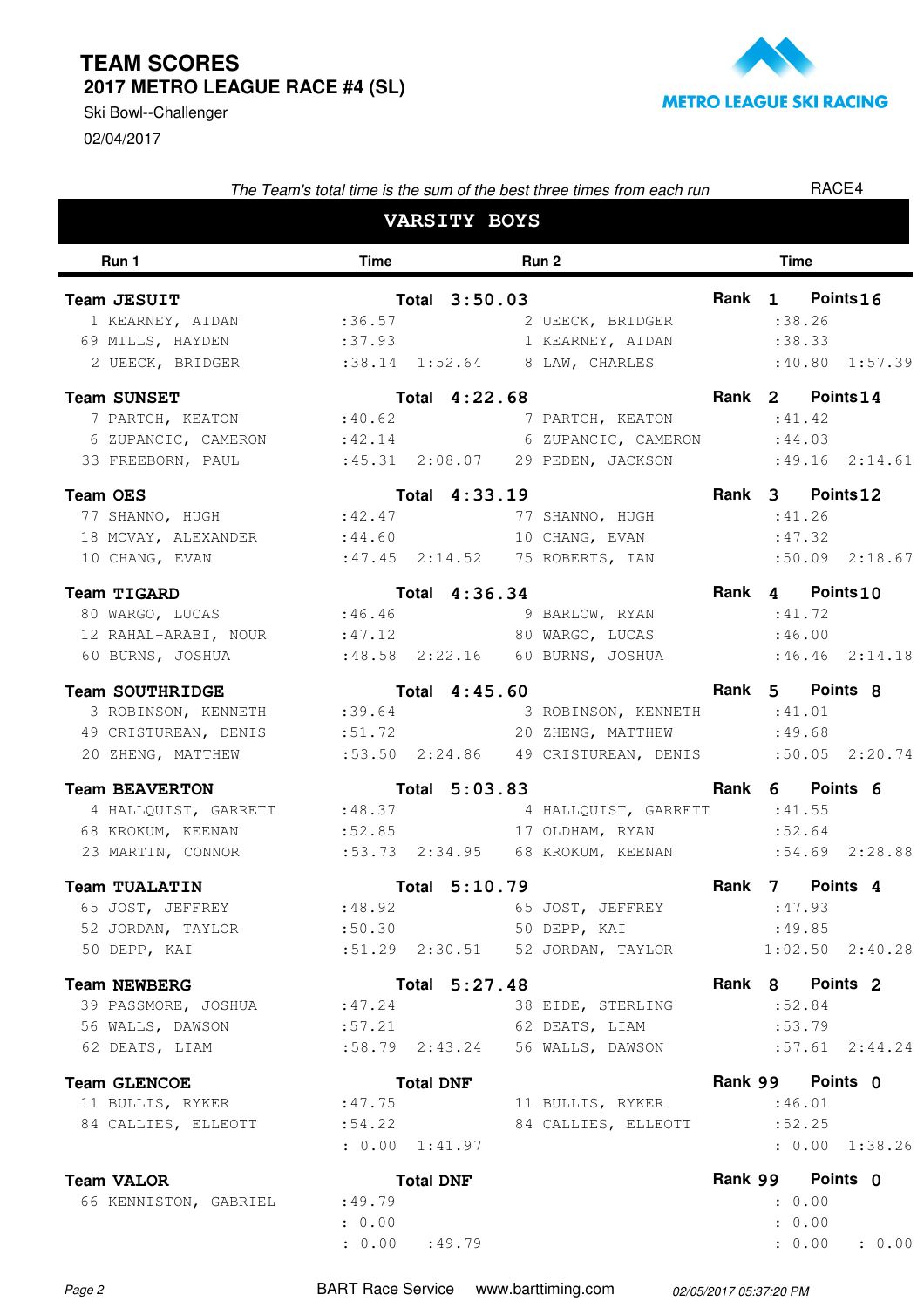# TEAM SCORES

## 2017 METRO LEAGUE RACE #4 (SL)

Ski Bowl--Challenger

02/04/2017

METRO LEAGUE SKI RACING

*The Team's total time is the sum of the best three times from each run*

RACE4

## VARSITY BOYS

| Run 1 | Time | | Run 2 | Time | |
|---|---|---|---|---|---|
| **Team JESUIT** | **Total 3:50.03** | | **Rank 1** | **Points 16** | |
| 1 KEARNEY, AIDAN | :36.57 | | 2 UEECK, BRIDGER | :38.26 | |
| 69 MILLS, HAYDEN | :37.93 | | 1 KEARNEY, AIDAN | :38.33 | |
| 2 UEECK, BRIDGER | :38.14 | 1:52.64 | 8 LAW, CHARLES | :40.80 | 1:57.39 |
| **Team SUNSET** | **Total 4:22.68** | | **Rank 2** | **Points 14** | |
| 7 PARTCH, KEATON | :40.62 | | 7 PARTCH, KEATON | :41.42 | |
| 6 ZUPANCIC, CAMERON | :42.14 | | 6 ZUPANCIC, CAMERON | :44.03 | |
| 33 FREEBORN, PAUL | :45.31 | 2:08.07 | 29 PEDEN, JACKSON | :49.16 | 2:14.61 |
| **Team OES** | **Total 4:33.19** | | **Rank 3** | **Points 12** | |
| 77 SHANNO, HUGH | :42.47 | | 77 SHANNO, HUGH | :41.26 | |
| 18 MCVAY, ALEXANDER | :44.60 | | 10 CHANG, EVAN | :47.32 | |
| 10 CHANG, EVAN | :47.45 | 2:14.52 | 75 ROBERTS, IAN | :50.09 | 2:18.67 |
| **Team TIGARD** | **Total 4:36.34** | | **Rank 4** | **Points 10** | |
| 80 WARGO, LUCAS | :46.46 | | 9 BARLOW, RYAN | :41.72 | |
| 12 RAHAL-ARABI, NOUR | :47.12 | | 80 WARGO, LUCAS | :46.00 | |
| 60 BURNS, JOSHUA | :48.58 | 2:22.16 | 60 BURNS, JOSHUA | :46.46 | 2:14.18 |
| **Team SOUTHRIDGE** | **Total 4:45.60** | | **Rank 5** | **Points 8** | |
| 3 ROBINSON, KENNETH | :39.64 | | 3 ROBINSON, KENNETH | :41.01 | |
| 49 CRISTUREAN, DENIS | :51.72 | | 20 ZHENG, MATTHEW | :49.68 | |
| 20 ZHENG, MATTHEW | :53.50 | 2:24.86 | 49 CRISTUREAN, DENIS | :50.05 | 2:20.74 |
| **Team BEAVERTON** | **Total 5:03.83** | | **Rank 6** | **Points 6** | |
| 4 HALLQUIST, GARRETT | :48.37 | | 4 HALLQUIST, GARRETT | :41.55 | |
| 68 KROKUM, KEENAN | :52.85 | | 17 OLDHAM, RYAN | :52.64 | |
| 23 MARTIN, CONNOR | :53.73 | 2:34.95 | 68 KROKUM, KEENAN | :54.69 | 2:28.88 |
| **Team TUALATIN** | **Total 5:10.79** | | **Rank 7** | **Points 4** | |
| 65 JOST, JEFFREY | :48.92 | | 65 JOST, JEFFREY | :47.93 | |
| 52 JORDAN, TAYLOR | :50.30 | | 50 DEPP, KAI | :49.85 | |
| 50 DEPP, KAI | :51.29 | 2:30.51 | 52 JORDAN, TAYLOR | 1:02.50 | 2:40.28 |
| **Team NEWBERG** | **Total 5:27.48** | | **Rank 8** | **Points 2** | |
| 39 PASSMORE, JOSHUA | :47.24 | | 38 EIDE, STERLING | :52.84 | |
| 56 WALLS, DAWSON | :57.21 | | 62 DEATS, LIAM | :53.79 | |
| 62 DEATS, LIAM | :58.79 | 2:43.24 | 56 WALLS, DAWSON | :57.61 | 2:44.24 |
| **Team GLENCOE** | **Total DNF** | | **Rank 99** | **Points 0** | |
| 11 BULLIS, RYKER | :47.75 | | 11 BULLIS, RYKER | :46.01 | |
| 84 CALLIES, ELLEOTT | :54.22 | | 84 CALLIES, ELLEOTT | :52.25 | |
| | : 0.00 | 1:41.97 | | : 0.00 | 1:38.26 |
| **Team VALOR** | **Total DNF** | | **Rank 99** | **Points 0** | |
| 66 KENNISTON, GABRIEL | :49.79 | | | : 0.00 | |
| | : 0.00 | | | : 0.00 | |
| | : 0.00 | :49.79 | | : 0.00 | : 0.00 |

BART Race Service www.barttiming.com 02/05/2017 05:37:20 PM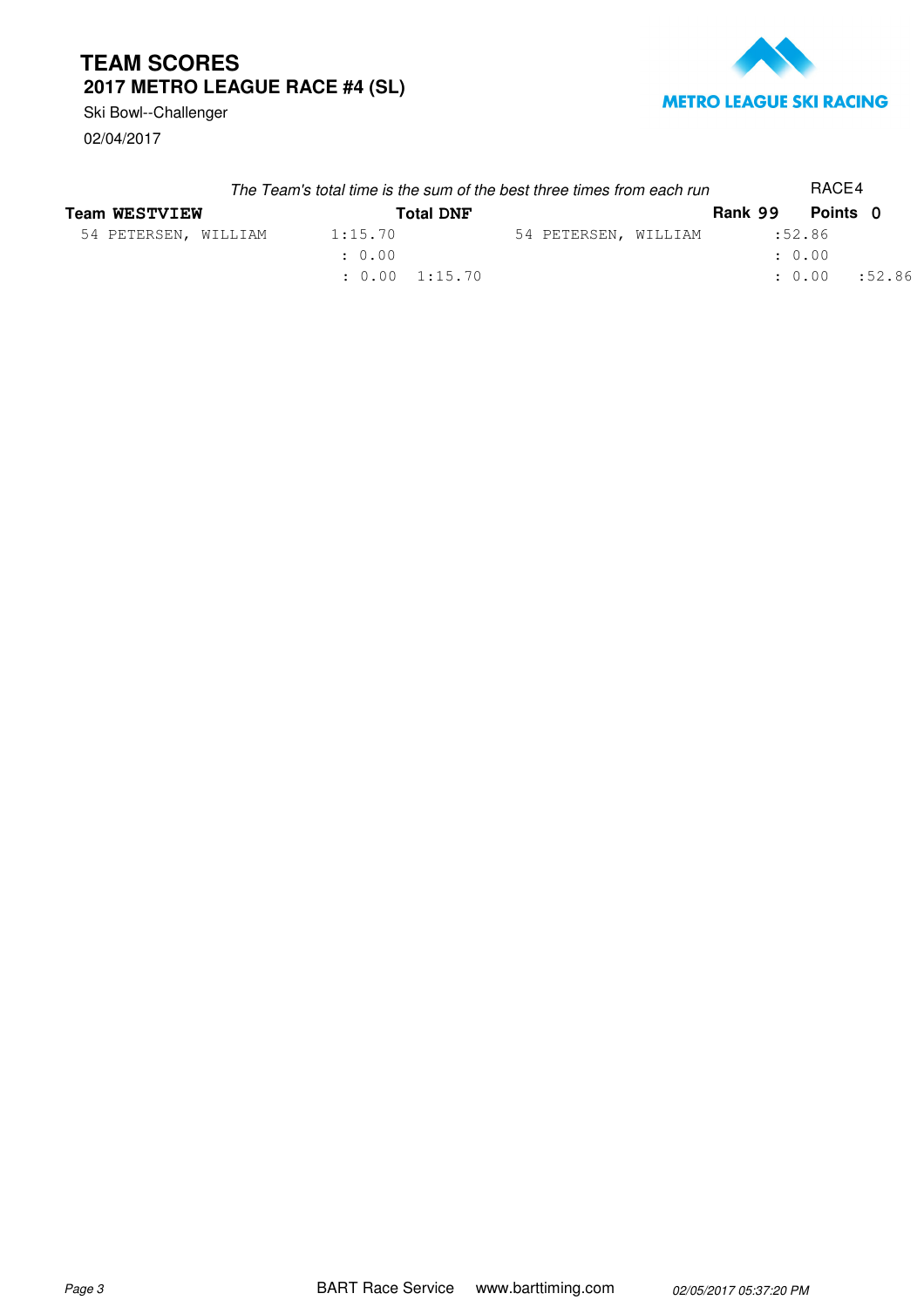# TEAM SCORES

## 2017 METRO LEAGUE RACE #4 (SL)

Ski Bowl--Challenger

02/04/2017

METRO LEAGUE SKI RACING

*The Team's total time is the sum of the best three times from each run*

RACE4

**Team WESTVIEW** **Total DNF** **Rank 99** **Points 0**

| | | | | | |
|---|---|---|---|---|---|
| 54 PETERSEN, WILLIAM | 1:15.70 | | 54 PETERSEN, WILLIAM | :52.86 | |
| | : 0.00 | | | : 0.00 | |
| | : 0.00 | 1:15.70 | | : 0.00 | :52.86 |

BART Race Service www.barttiming.com 02/05/2017 05:37:20 PM